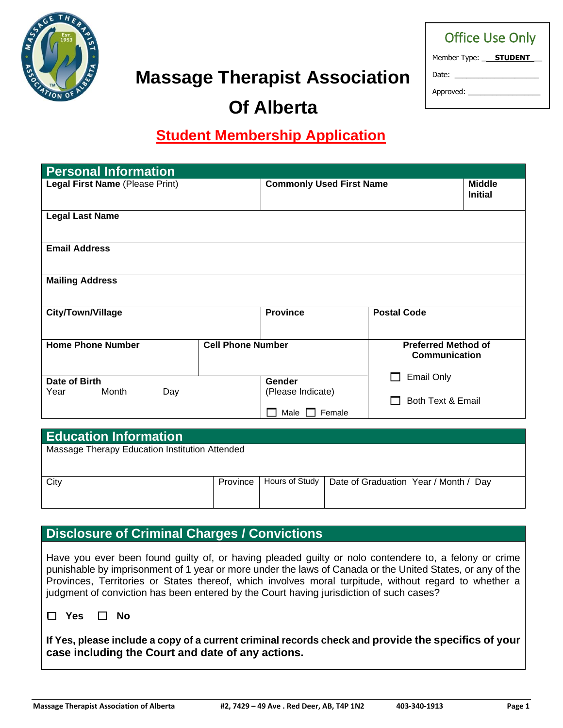# Massage Therapist Association Of Alberta

| Office Use Only |
| --- |
| Member Type: STUDENT |
| Date: ________ |
| Approved: ________ |

## Student Membership Application

## Personal Information

| Legal First Name (Please Print) | Commonly Used First Name | Middle Initial |
| --- | --- | --- |
| | | |

| Legal Last Name |
| --- |
| |

| Email Address |
| --- |
| |

| Mailing Address |
| --- |
| |

| City/Town/Village | Province | Postal Code |
| --- | --- | --- |
| | | |

| Home Phone Number | Cell Phone Number | Preferred Method of Communication |
| --- | --- | --- |
| | | ☐ Email Only<br>☐ Both Text & Email |
| **Date of Birth**<br>Year Month Day | **Gender**<br>(Please Indicate)<br>☐ Male ☐ Female | |

## Education Information

| Massage Therapy Education Institution Attended | | | |
| --- | --- | --- | --- |
| | | | |
| City | Province | Hours of Study | Date of Graduation Year / Month / Day |
| | | | |

## Disclosure of Criminal Charges / Convictions

Have you ever been found guilty of, or having pleaded guilty or nolo contendere to, a felony or crime punishable by imprisonment of 1 year or more under the laws of Canada or the United States, or any of the Provinces, Territories or States thereof, which involves moral turpitude, without regard to whether a judgment of conviction has been entered by the Court having jurisdiction of such cases?

☐ **Yes** ☐ **No**

**If Yes, please include a copy of a current criminal records check and provide the specifics of your case including the Court and date of any actions.**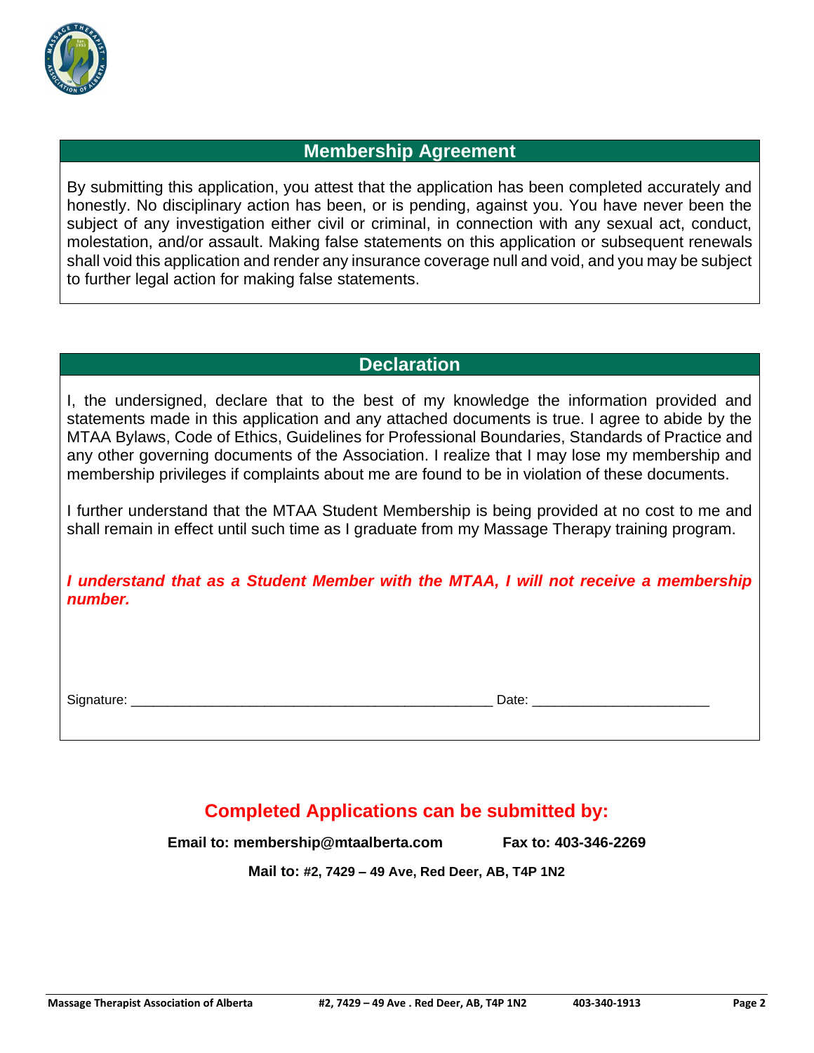## Membership Agreement

By submitting this application, you attest that the application has been completed accurately and honestly. No disciplinary action has been, or is pending, against you. You have never been the subject of any investigation either civil or criminal, in connection with any sexual act, conduct, molestation, and/or assault. Making false statements on this application or subsequent renewals shall void this application and render any insurance coverage null and void, and you may be subject to further legal action for making false statements.

## Declaration

I, the undersigned, declare that to the best of my knowledge the information provided and statements made in this application and any attached documents is true. I agree to abide by the MTAA Bylaws, Code of Ethics, Guidelines for Professional Boundaries, Standards of Practice and any other governing documents of the Association. I realize that I may lose my membership and membership privileges if complaints about me are found to be in violation of these documents.

I further understand that the MTAA Student Membership is being provided at no cost to me and shall remain in effect until such time as I graduate from my Massage Therapy training program.

***I understand that as a Student Member with the MTAA, I will not receive a membership number.***

Signature: __________________________________________________ Date: ________________________

## Completed Applications can be submitted by:

**Email to: membership@mtaalberta.com** **Fax to: 403-346-2269**

**Mail to: #2, 7429 – 49 Ave, Red Deer, AB, T4P 1N2**